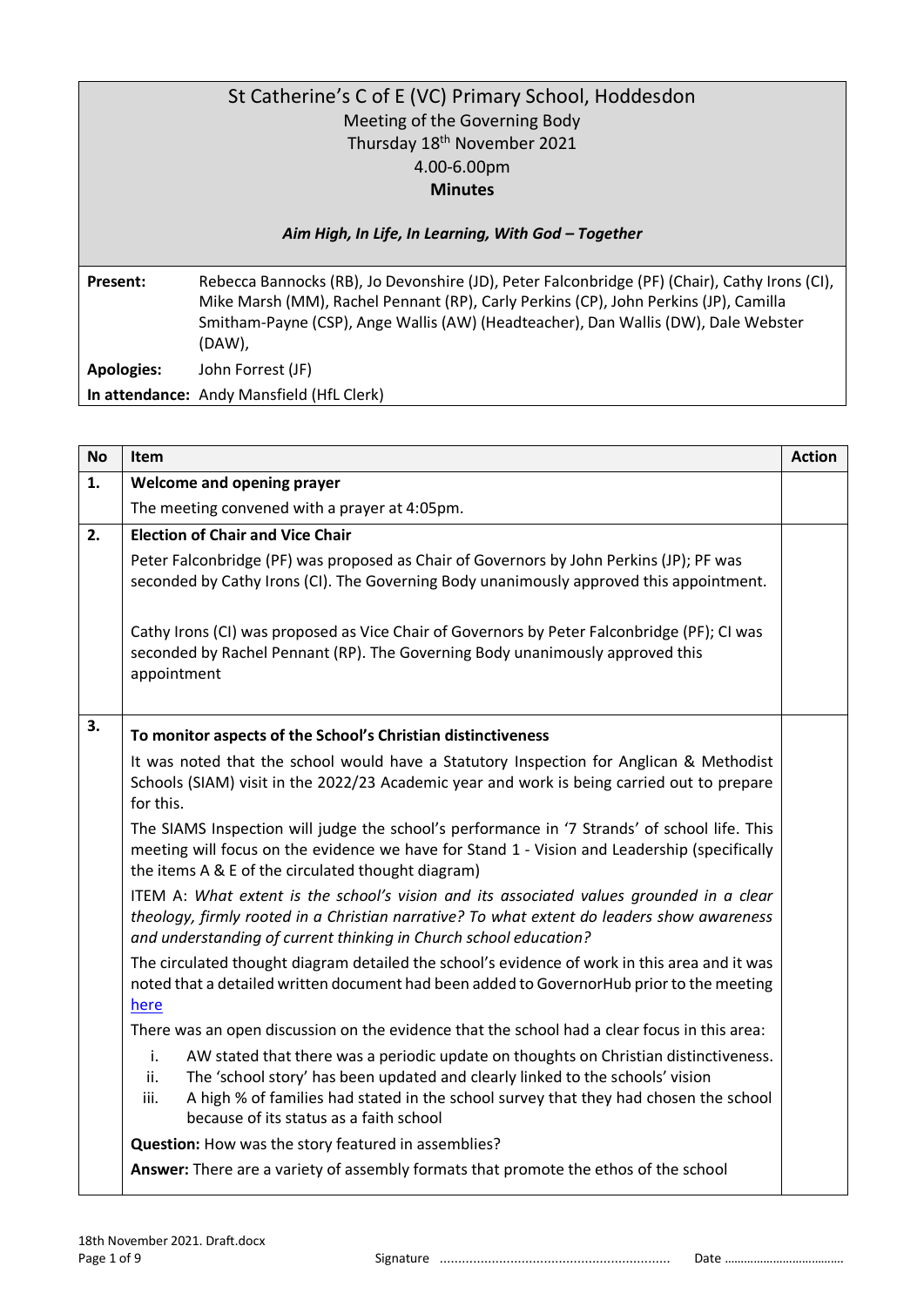# St Catherine's C of E (VC) Primary School, Hoddesdon

Meeting of the Governing Body

Thursday 18th November 2021

4.00-6.00pm

**Minutes**

***Aim High, In Life, In Learning, With God – Together***

| | |
|---|---|
| **Present:** | Rebecca Bannocks (RB), Jo Devonshire (JD), Peter Falconbridge (PF) (Chair), Cathy Irons (CI), Mike Marsh (MM), Rachel Pennant (RP), Carly Perkins (CP), John Perkins (JP), Camilla Smitham-Payne (CSP), Ange Wallis (AW) (Headteacher), Dan Wallis (DW), Dale Webster (DAW), |
| **Apologies:** | John Forrest (JF) |
| **In attendance:** | Andy Mansfield (HfL Clerk) |

| No | Item | Action |
|---|---|---|
| **1.** | **Welcome and opening prayer**<br>The meeting convened with a prayer at 4:05pm. | |
| **2.** | **Election of Chair and Vice Chair**<br>Peter Falconbridge (PF) was proposed as Chair of Governors by John Perkins (JP); PF was seconded by Cathy Irons (CI). The Governing Body unanimously approved this appointment.<br><br>Cathy Irons (CI) was proposed as Vice Chair of Governors by Peter Falconbridge (PF); CI was seconded by Rachel Pennant (RP). The Governing Body unanimously approved this appointment | |
| **3.** | **To monitor aspects of the School's Christian distinctiveness**<br>It was noted that the school would have a Statutory Inspection for Anglican & Methodist Schools (SIAM) visit in the 2022/23 Academic year and work is being carried out to prepare for this.<br>The SIAMS Inspection will judge the school's performance in '7 Strands' of school life. This meeting will focus on the evidence we have for Stand 1 - Vision and Leadership (specifically the items A & E of the circulated thought diagram)<br>ITEM A: *What extent is the school's vision and its associated values grounded in a clear theology, firmly rooted in a Christian narrative? To what extent do leaders show awareness and understanding of current thinking in Church school education?*<br>The circulated thought diagram detailed the school's evidence of work in this area and it was noted that a detailed written document had been added to GovernorHub prior to the meeting here<br>There was an open discussion on the evidence that the school had a clear focus in this area:<br>i. AW stated that there was a periodic update on thoughts on Christian distinctiveness.<br>ii. The 'school story' has been updated and clearly linked to the schools' vision<br>iii. A high % of families had stated in the school survey that they had chosen the school because of its status as a faith school<br>**Question:** How was the story featured in assemblies?<br>**Answer:** There are a variety of assembly formats that promote the ethos of the school | |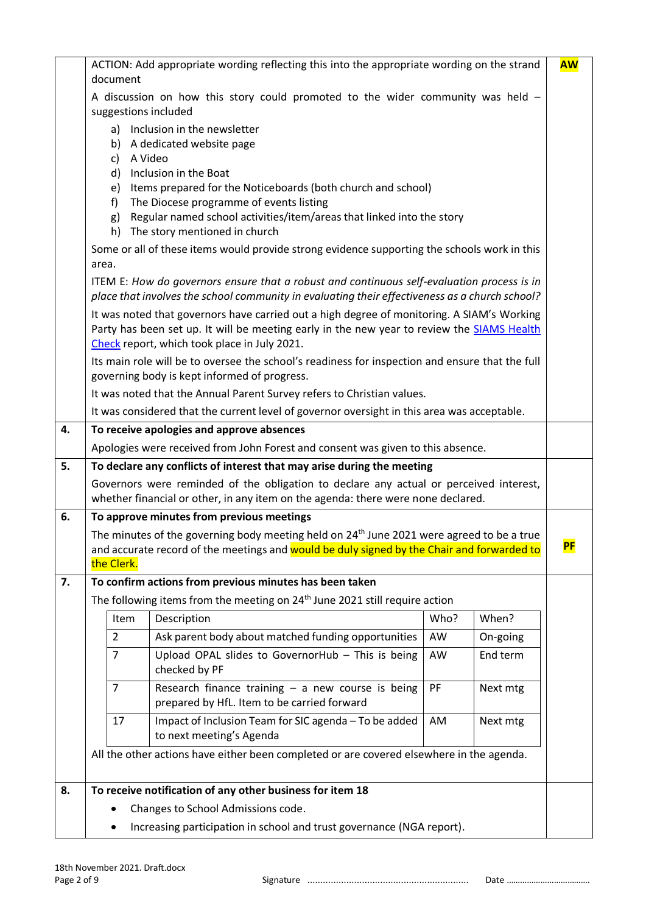| | | |
|---|---|---|
| | ACTION: Add appropriate wording reflecting this into the appropriate wording on the strand document | **AW** |
| | A discussion on how this story could promoted to the wider community was held – suggestions included<br>a) Inclusion in the newsletter<br>b) A dedicated website page<br>c) A Video<br>d) Inclusion in the Boat<br>e) Items prepared for the Noticeboards (both church and school)<br>f) The Diocese programme of events listing<br>g) Regular named school activities/item/areas that linked into the story<br>h) The story mentioned in church<br>Some or all of these items would provide strong evidence supporting the schools work in this area.<br>ITEM E: *How do governors ensure that a robust and continuous self-evaluation process is in place that involves the school community in evaluating their effectiveness as a church school?*<br>It was noted that governors have carried out a high degree of monitoring. A SIAM's Working Party has been set up. It will be meeting early in the new year to review the SIAMS Health Check report, which took place in July 2021.<br>Its main role will be to oversee the school's readiness for inspection and ensure that the full governing body is kept informed of progress.<br>It was noted that the Annual Parent Survey refers to Christian values.<br>It was considered that the current level of governor oversight in this area was acceptable. | |
| **4.** | **To receive apologies and approve absences**<br>Apologies were received from John Forest and consent was given to this absence. | |
| **5.** | **To declare any conflicts of interest that may arise during the meeting**<br>Governors were reminded of the obligation to declare any actual or perceived interest, whether financial or other, in any item on the agenda: there were none declared. | |
| **6.** | **To approve minutes from previous meetings**<br>The minutes of the governing body meeting held on 24th June 2021 were agreed to be a true and accurate record of the meetings and would be duly signed by the Chair and forwarded to the Clerk. | **PF** |
| **7.** | **To confirm actions from previous minutes has been taken**<br>The following items from the meeting on 24th June 2021 still require action | |

| Item | Description | Who? | When? |
|---|---|---|---|
| 2 | Ask parent body about matched funding opportunities | AW | On-going |
| 7 | Upload OPAL slides to GovernorHub – This is being checked by PF | AW | End term |
| 7 | Research finance training – a new course is being prepared by HfL. Item to be carried forward | PF | Next mtg |
| 17 | Impact of Inclusion Team for SIC agenda – To be added to next meeting's Agenda | AM | Next mtg |

All the other actions have either been completed or are covered elsewhere in the agenda.

| | | |
|---|---|---|
| **8.** | **To receive notification of any other business for item 18**<br>• Changes to School Admissions code.<br>• Increasing participation in school and trust governance (NGA report). | |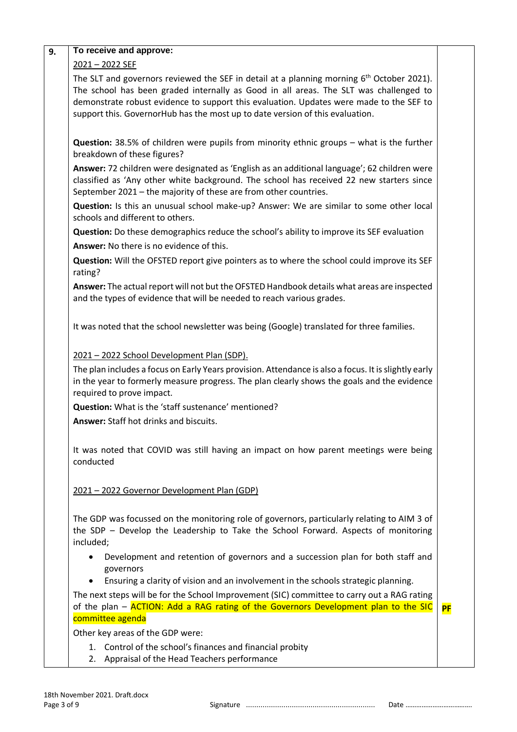**9.** **To receive and approve:**

2021 – 2022 SEF

The SLT and governors reviewed the SEF in detail at a planning morning 6th October 2021). The school has been graded internally as Good in all areas. The SLT was challenged to demonstrate robust evidence to support this evaluation. Updates were made to the SEF to support this. GovernorHub has the most up to date version of this evaluation.

**Question:** 38.5% of children were pupils from minority ethnic groups – what is the further breakdown of these figures?

**Answer:** 72 children were designated as 'English as an additional language'; 62 children were classified as 'Any other white background. The school has received 22 new starters since September 2021 – the majority of these are from other countries.

**Question:** Is this an unusual school make-up? Answer: We are similar to some other local schools and different to others.

**Question:** Do these demographics reduce the school's ability to improve its SEF evaluation

**Answer:** No there is no evidence of this.

**Question:** Will the OFSTED report give pointers as to where the school could improve its SEF rating?

**Answer:** The actual report will not but the OFSTED Handbook details what areas are inspected and the types of evidence that will be needed to reach various grades.

It was noted that the school newsletter was being (Google) translated for three families.

2021 – 2022 School Development Plan (SDP).

The plan includes a focus on Early Years provision. Attendance is also a focus. It is slightly early in the year to formerly measure progress. The plan clearly shows the goals and the evidence required to prove impact.

**Question:** What is the 'staff sustenance' mentioned?

**Answer:** Staff hot drinks and biscuits.

It was noted that COVID was still having an impact on how parent meetings were being conducted

2021 – 2022 Governor Development Plan (GDP)

The GDP was focussed on the monitoring role of governors, particularly relating to AIM 3 of the SDP – Develop the Leadership to Take the School Forward. Aspects of monitoring included;

- Development and retention of governors and a succession plan for both staff and governors
- Ensuring a clarity of vision and an involvement in the schools strategic planning.

The next steps will be for the School Improvement (SIC) committee to carry out a RAG rating of the plan – ACTION: Add a RAG rating of the Governors Development plan to the SIC committee agenda — **PF**

Other key areas of the GDP were:

1. Control of the school's finances and financial probity
2. Appraisal of the Head Teachers performance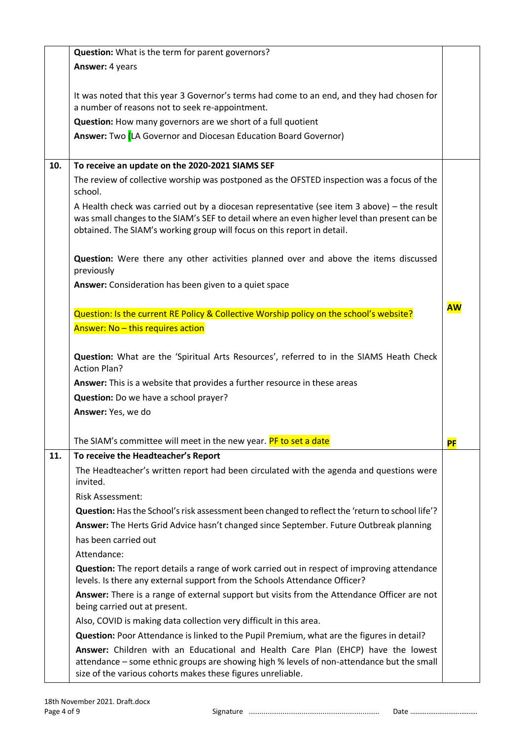|  |  |  |
|---|---|---|
|  | **Question:** What is the term for parent governors?<br>**Answer:** 4 years<br><br>It was noted that this year 3 Governor's terms had come to an end, and they had chosen for a number of reasons not to seek re-appointment.<br>**Question:** How many governors are we short of a full quotient<br>**Answer:** Two (LA Governor and Diocesan Education Board Governor) |  |
| **10.** | **To receive an update on the 2020-2021 SIAMS SEF**<br>The review of collective worship was postponed as the OFSTED inspection was a focus of the school.<br>A Health check was carried out by a diocesan representative (see item 3 above) – the result was small changes to the SIAM's SEF to detail where an even higher level than present can be obtained. The SIAM's working group will focus on this report in detail.<br><br>**Question:** Were there any other activities planned over and above the items discussed previously<br>**Answer:** Consideration has been given to a quiet space<br><br>Question: Is the current RE Policy & Collective Worship policy on the school's website?<br>Answer: No – this requires action<br><br>**Question:** What are the 'Spiritual Arts Resources', referred to in the SIAMS Heath Check Action Plan?<br>**Answer:** This is a website that provides a further resource in these areas<br>**Question:** Do we have a school prayer?<br>**Answer:** Yes, we do<br><br>The SIAM's committee will meet in the new year. PF to set a date | **AW**<br><br><br><br><br><br><br>**PF** |
| **11.** | **To receive the Headteacher's Report**<br>The Headteacher's written report had been circulated with the agenda and questions were invited.<br>Risk Assessment:<br>**Question:** Has the School's risk assessment been changed to reflect the 'return to school life'?<br>**Answer:** The Herts Grid Advice hasn't changed since September. Future Outbreak planning has been carried out<br>Attendance:<br>**Question:** The report details a range of work carried out in respect of improving attendance levels. Is there any external support from the Schools Attendance Officer?<br>**Answer:** There is a range of external support but visits from the Attendance Officer are not being carried out at present.<br>Also, COVID is making data collection very difficult in this area.<br>**Question:** Poor Attendance is linked to the Pupil Premium, what are the figures in detail?<br>**Answer:** Children with an Educational and Health Care Plan (EHCP) have the lowest attendance – some ethnic groups are showing high % levels of non-attendance but the small size of the various cohorts makes these figures unreliable. |  |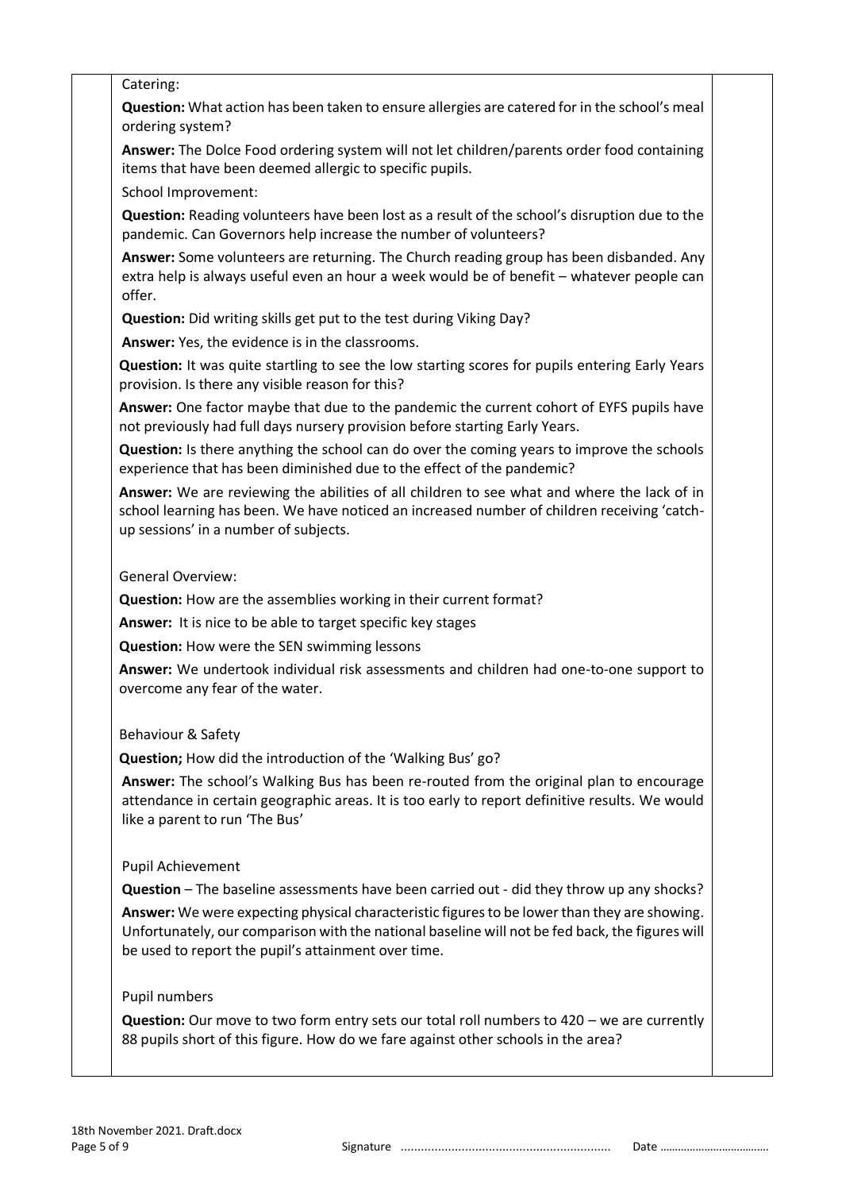Catering:

**Question:** What action has been taken to ensure allergies are catered for in the school's meal ordering system?

**Answer:** The Dolce Food ordering system will not let children/parents order food containing items that have been deemed allergic to specific pupils.

School Improvement:

**Question:** Reading volunteers have been lost as a result of the school's disruption due to the pandemic. Can Governors help increase the number of volunteers?

**Answer:** Some volunteers are returning. The Church reading group has been disbanded. Any extra help is always useful even an hour a week would be of benefit – whatever people can offer.

**Question:** Did writing skills get put to the test during Viking Day?

**Answer:** Yes, the evidence is in the classrooms.

**Question:** It was quite startling to see the low starting scores for pupils entering Early Years provision. Is there any visible reason for this?

**Answer:** One factor maybe that due to the pandemic the current cohort of EYFS pupils have not previously had full days nursery provision before starting Early Years.

**Question:** Is there anything the school can do over the coming years to improve the schools experience that has been diminished due to the effect of the pandemic?

**Answer:** We are reviewing the abilities of all children to see what and where the lack of in school learning has been. We have noticed an increased number of children receiving 'catch-up sessions' in a number of subjects.

General Overview:

**Question:** How are the assemblies working in their current format?

**Answer:** It is nice to be able to target specific key stages

**Question:** How were the SEN swimming lessons

**Answer:** We undertook individual risk assessments and children had one-to-one support to overcome any fear of the water.

Behaviour & Safety

**Question;** How did the introduction of the 'Walking Bus' go?

**Answer:** The school's Walking Bus has been re-routed from the original plan to encourage attendance in certain geographic areas. It is too early to report definitive results. We would like a parent to run 'The Bus'

Pupil Achievement

**Question** – The baseline assessments have been carried out - did they throw up any shocks?

**Answer:** We were expecting physical characteristic figures to be lower than they are showing. Unfortunately, our comparison with the national baseline will not be fed back, the figures will be used to report the pupil's attainment over time.

Pupil numbers

**Question:** Our move to two form entry sets our total roll numbers to 420 – we are currently 88 pupils short of this figure. How do we fare against other schools in the area?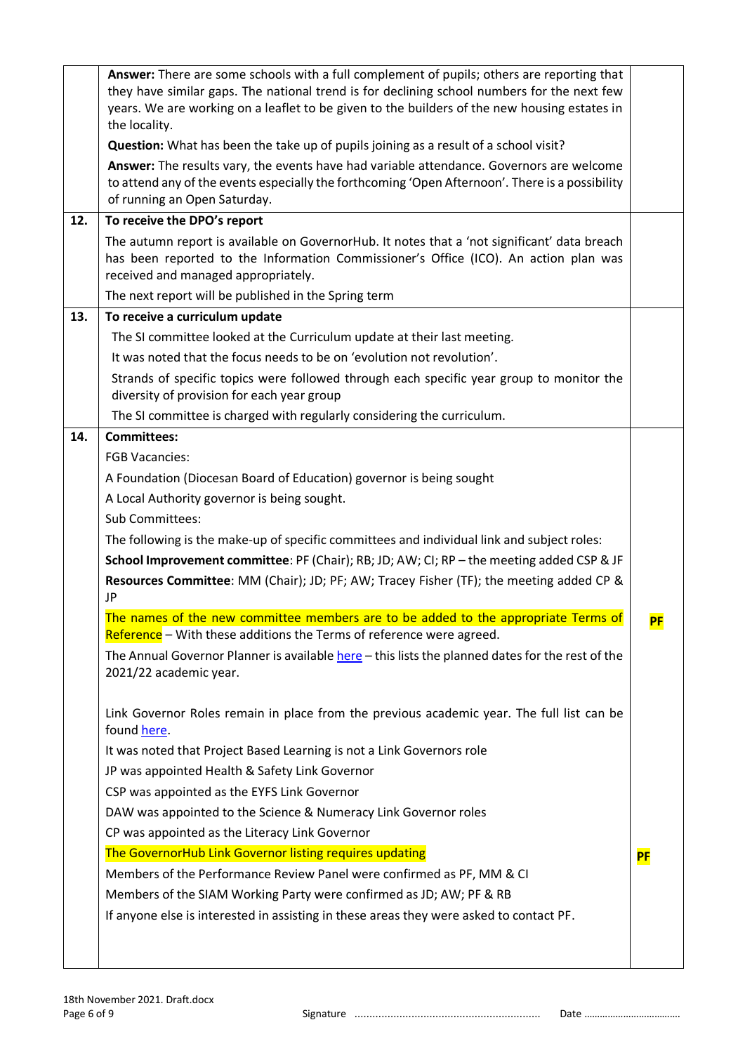| | | |
|---|---|---|
| | **Answer:** There are some schools with a full complement of pupils; others are reporting that they have similar gaps. The national trend is for declining school numbers for the next few years. We are working on a leaflet to be given to the builders of the new housing estates in the locality.<br><br>**Question:** What has been the take up of pupils joining as a result of a school visit?<br><br>**Answer:** The results vary, the events have had variable attendance. Governors are welcome to attend any of the events especially the forthcoming 'Open Afternoon'. There is a possibility of running an Open Saturday. | |
| **12.** | **To receive the DPO's report**<br><br>The autumn report is available on GovernorHub. It notes that a 'not significant' data breach has been reported to the Information Commissioner's Office (ICO). An action plan was received and managed appropriately.<br><br>The next report will be published in the Spring term | |
| **13.** | **To receive a curriculum update**<br><br>The SI committee looked at the Curriculum update at their last meeting.<br><br>It was noted that the focus needs to be on 'evolution not revolution'.<br><br>Strands of specific topics were followed through each specific year group to monitor the diversity of provision for each year group<br><br>The SI committee is charged with regularly considering the curriculum. | |
| **14.** | **Committees:**<br><br>FGB Vacancies:<br><br>A Foundation (Diocesan Board of Education) governor is being sought<br><br>A Local Authority governor is being sought.<br><br>Sub Committees:<br><br>The following is the make-up of specific committees and individual link and subject roles:<br><br>**School Improvement committee**: PF (Chair); RB; JD; AW; CI; RP – the meeting added CSP & JF<br><br>**Resources Committee**: MM (Chair); JD; PF; AW; Tracey Fisher (TF); the meeting added CP & JP<br><br>The names of the new committee members are to be added to the appropriate Terms of Reference – With these additions the Terms of reference were agreed.<br><br>The Annual Governor Planner is available here – this lists the planned dates for the rest of the 2021/22 academic year.<br><br>Link Governor Roles remain in place from the previous academic year. The full list can be found here.<br><br>It was noted that Project Based Learning is not a Link Governors role<br><br>JP was appointed Health & Safety Link Governor<br><br>CSP was appointed as the EYFS Link Governor<br><br>DAW was appointed to the Science & Numeracy Link Governor roles<br><br>CP was appointed as the Literacy Link Governor<br><br>The GovernorHub Link Governor listing requires updating<br><br>Members of the Performance Review Panel were confirmed as PF, MM & CI<br><br>Members of the SIAM Working Party were confirmed as JD; AW; PF & RB<br><br>If anyone else is interested in assisting in these areas they were asked to contact PF. | **PF**<br><br>**PF** |

18th November 2021. Draft.docx

Signature ............................................................ Date ....................................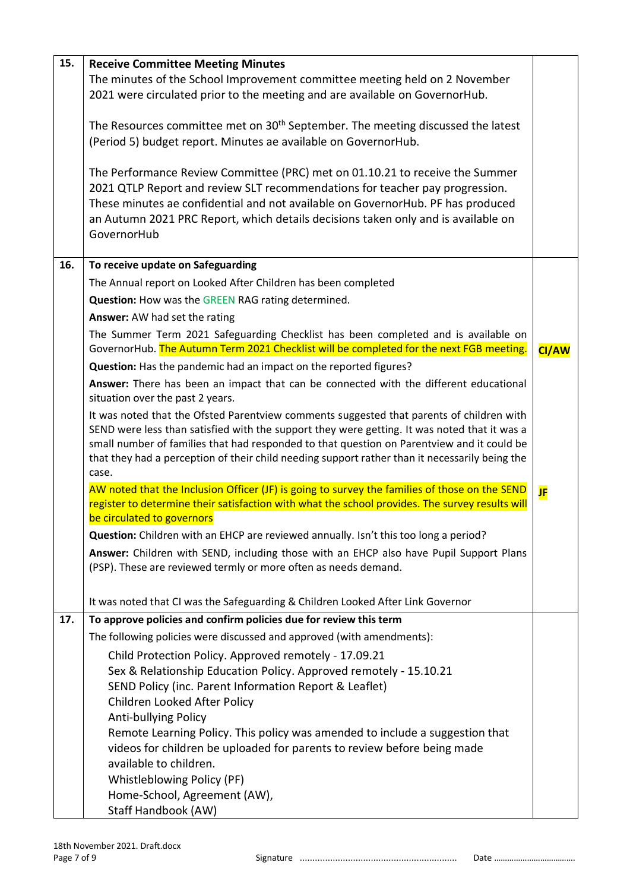| | | |
|---|---|---|
| **15.** | **Receive Committee Meeting Minutes**<br>The minutes of the School Improvement committee meeting held on 2 November 2021 were circulated prior to the meeting and are available on GovernorHub.<br><br>The Resources committee met on 30th September. The meeting discussed the latest (Period 5) budget report. Minutes ae available on GovernorHub.<br><br>The Performance Review Committee (PRC) met on 01.10.21 to receive the Summer 2021 QTLP Report and review SLT recommendations for teacher pay progression. These minutes ae confidential and not available on GovernorHub. PF has produced an Autumn 2021 PRC Report, which details decisions taken only and is available on GovernorHub | |
| **16.** | **To receive update on Safeguarding**<br>The Annual report on Looked After Children has been completed<br>**Question:** How was the GREEN RAG rating determined.<br>**Answer:** AW had set the rating<br>The Summer Term 2021 Safeguarding Checklist has been completed and is available on GovernorHub. The Autumn Term 2021 Checklist will be completed for the next FGB meeting.<br>**Question:** Has the pandemic had an impact on the reported figures?<br>**Answer:** There has been an impact that can be connected with the different educational situation over the past 2 years.<br>It was noted that the Ofsted Parentview comments suggested that parents of children with SEND were less than satisfied with the support they were getting. It was noted that it was a small number of families that had responded to that question on Parentview and it could be that they had a perception of their child needing support rather than it necessarily being the case.<br>AW noted that the Inclusion Officer (JF) is going to survey the families of those on the SEND register to determine their satisfaction with what the school provides. The survey results will be circulated to governors<br>**Question:** Children with an EHCP are reviewed annually. Isn't this too long a period?<br>**Answer:** Children with SEND, including those with an EHCP also have Pupil Support Plans (PSP). These are reviewed termly or more often as needs demand.<br><br>It was noted that CI was the Safeguarding & Children Looked After Link Governor | **CI/AW**<br><br>**JF** |
| **17.** | **To approve policies and confirm policies due for review this term**<br>The following policies were discussed and approved (with amendments):<br>Child Protection Policy. Approved remotely - 17.09.21<br>Sex & Relationship Education Policy. Approved remotely - 15.10.21<br>SEND Policy (inc. Parent Information Report & Leaflet)<br>Children Looked After Policy<br>Anti-bullying Policy<br>Remote Learning Policy. This policy was amended to include a suggestion that videos for children be uploaded for parents to review before being made available to children.<br>Whistleblowing Policy (PF)<br>Home-School, Agreement (AW),<br>Staff Handbook (AW) | |

18th November 2021. Draft.docx

Signature ............................................................ Date ....................................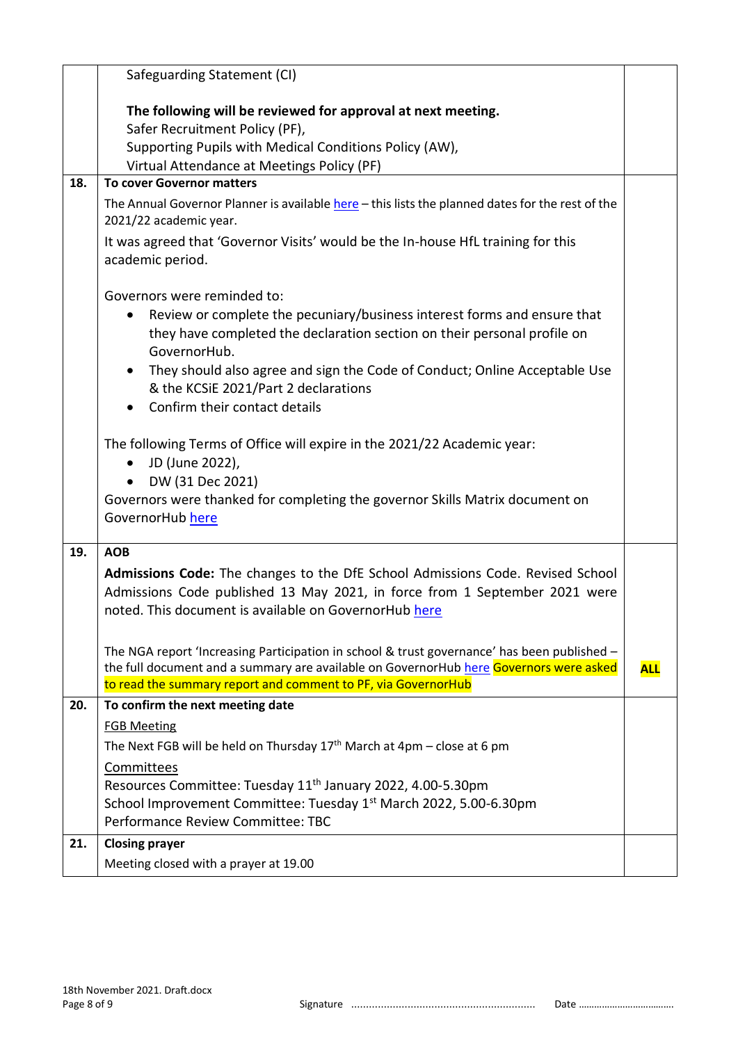| | | |
|---|---|---|
| | Safeguarding Statement (CI)<br><br>**The following will be reviewed for approval at next meeting.**<br>Safer Recruitment Policy (PF),<br>Supporting Pupils with Medical Conditions Policy (AW),<br>Virtual Attendance at Meetings Policy (PF) | |
| **18.** | **To cover Governor matters**<br>The Annual Governor Planner is available here – this lists the planned dates for the rest of the 2021/22 academic year.<br>It was agreed that 'Governor Visits' would be the In-house HfL training for this academic period.<br><br>Governors were reminded to:<br>• Review or complete the pecuniary/business interest forms and ensure that they have completed the declaration section on their personal profile on GovernorHub.<br>• They should also agree and sign the Code of Conduct; Online Acceptable Use & the KCSiE 2021/Part 2 declarations<br>• Confirm their contact details<br><br>The following Terms of Office will expire in the 2021/22 Academic year:<br>• JD (June 2022),<br>• DW (31 Dec 2021)<br>Governors were thanked for completing the governor Skills Matrix document on GovernorHub here | |
| **19.** | **AOB**<br>**Admissions Code:** The changes to the DfE School Admissions Code. Revised School Admissions Code published 13 May 2021, in force from 1 September 2021 were noted. This document is available on GovernorHub here<br><br>The NGA report 'Increasing Participation in school & trust governance' has been published – the full document and a summary are available on GovernorHub here Governors were asked to read the summary report and comment to PF, via GovernorHub | **ALL** |
| **20.** | **To confirm the next meeting date**<br>FGB Meeting<br>The Next FGB will be held on Thursday 17th March at 4pm – close at 6 pm<br>Committees<br>Resources Committee: Tuesday 11th January 2022, 4.00-5.30pm<br>School Improvement Committee: Tuesday 1st March 2022, 5.00-6.30pm<br>Performance Review Committee: TBC | |
| **21.** | **Closing prayer**<br>Meeting closed with a prayer at 19.00 | |

18th November 2021. Draft.docx

Signature ............................................................. Date ...................................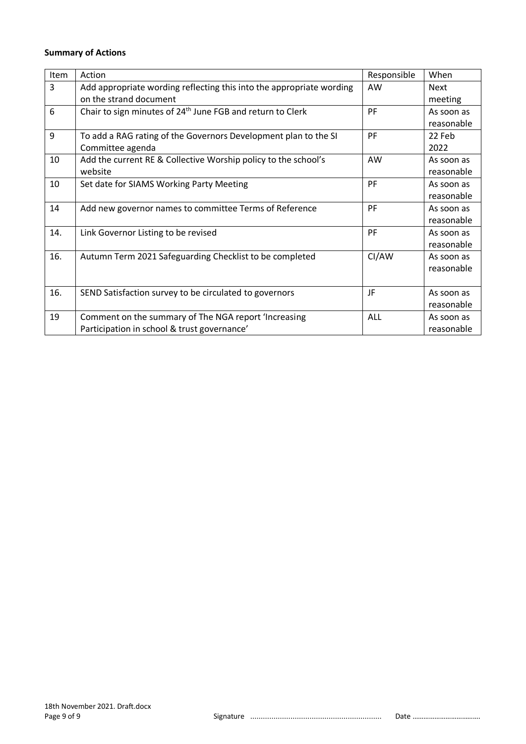**Summary of Actions**

| Item | Action | Responsible | When |
|---|---|---|---|
| 3 | Add appropriate wording reflecting this into the appropriate wording on the strand document | AW | Next meeting |
| 6 | Chair to sign minutes of 24th June FGB and return to Clerk | PF | As soon as reasonable |
| 9 | To add a RAG rating of the Governors Development plan to the SI Committee agenda | PF | 22 Feb 2022 |
| 10 | Add the current RE & Collective Worship policy to the school's website | AW | As soon as reasonable |
| 10 | Set date for SIAMS Working Party Meeting | PF | As soon as reasonable |
| 14 | Add new governor names to committee Terms of Reference | PF | As soon as reasonable |
| 14. | Link Governor Listing to be revised | PF | As soon as reasonable |
| 16. | Autumn Term 2021 Safeguarding Checklist to be completed | CI/AW | As soon as reasonable |
| 16. | SEND Satisfaction survey to be circulated to governors | JF | As soon as reasonable |
| 19 | Comment on the summary of The NGA report 'Increasing Participation in school & trust governance' | ALL | As soon as reasonable |

Signature ............................................................ Date ....................................